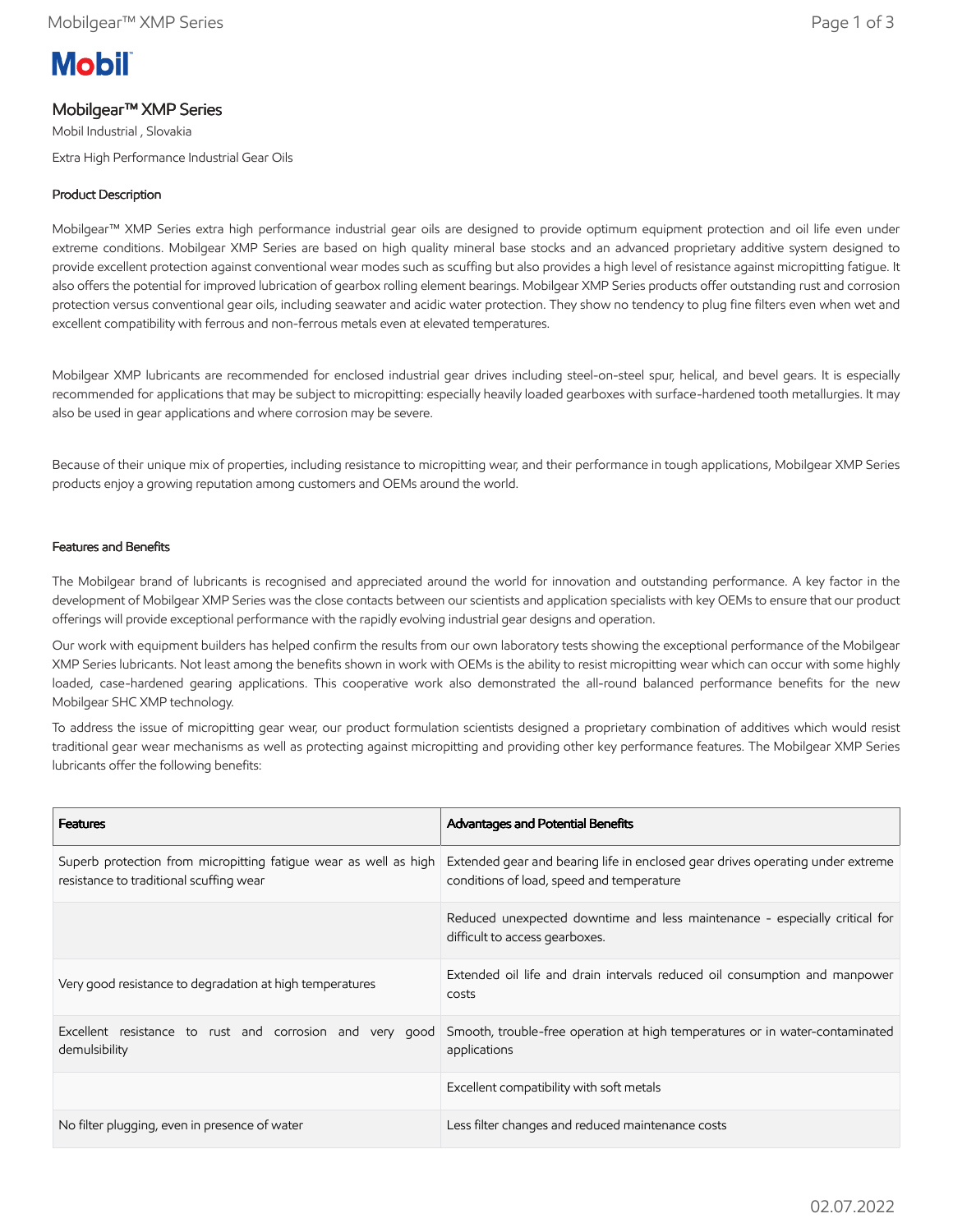# Mobilgear™ XMP Series

Mobil Industrial , Slovakia

Extra High Performance Industrial Gear Oils

## Product Description

Mobilgear™ XMP Series extra high performance industrial gear oils are designed to provide optimum equipment protection and oil life even under extreme conditions. Mobilgear XMP Series are based on high quality mineral base stocks and an advanced proprietary additive system designed to provide excellent protection against conventional wear modes such as scuffing but also provides a high level of resistance against micropitting fatigue. It also offers the potential for improved lubrication of gearbox rolling element bearings. Mobilgear XMP Series products offer outstanding rust and corrosion protection versus conventional gear oils, including seawater and acidic water protection. They show no tendency to plug fine filters even when wet and excellent compatibility with ferrous and non-ferrous metals even at elevated temperatures.

Mobilgear XMP lubricants are recommended for enclosed industrial gear drives including steel-on-steel spur, helical, and bevel gears. It is especially recommended for applications that may be subject to micropitting: especially heavily loaded gearboxes with surface-hardened tooth metallurgies. It may also be used in gear applications and where corrosion may be severe.

Because of their unique mix of properties, including resistance to micropitting wear, and their performance in tough applications, Mobilgear XMP Series products enjoy a growing reputation among customers and OEMs around the world.

## Features and Benefits

The Mobilgear brand of lubricants is recognised and appreciated around the world for innovation and outstanding performance. A key factor in the development of Mobilgear XMP Series was the close contacts between our scientists and application specialists with key OEMs to ensure that our product offerings will provide exceptional performance with the rapidly evolving industrial gear designs and operation.

Our work with equipment builders has helped confirm the results from our own laboratory tests showing the exceptional performance of the Mobilgear XMP Series lubricants. Not least among the benefits shown in work with OEMs is the ability to resist micropitting wear which can occur with some highly loaded, case-hardened gearing applications. This cooperative work also demonstrated the all-round balanced performance benefits for the new Mobilgear SHC XMP technology.

To address the issue of micropitting gear wear, our product formulation scientists designed a proprietary combination of additives which would resist traditional gear wear mechanisms as well as protecting against micropitting and providing other key performance features. The Mobilgear XMP Series lubricants offer the following benefits:

| Features | Advantages and Potential Benefits |
|---|---|
| Superb protection from micropitting fatigue wear as well as high resistance to traditional scuffing wear | Extended gear and bearing life in enclosed gear drives operating under extreme conditions of load, speed and temperature |
| | Reduced unexpected downtime and less maintenance - especially critical for difficult to access gearboxes. |
| Very good resistance to degradation at high temperatures | Extended oil life and drain intervals reduced oil consumption and manpower costs |
| Excellent resistance to rust and corrosion and very good demulsibility | Smooth, trouble-free operation at high temperatures or in water-contaminated applications |
| | Excellent compatibility with soft metals |
| No filter plugging, even in presence of water | Less filter changes and reduced maintenance costs |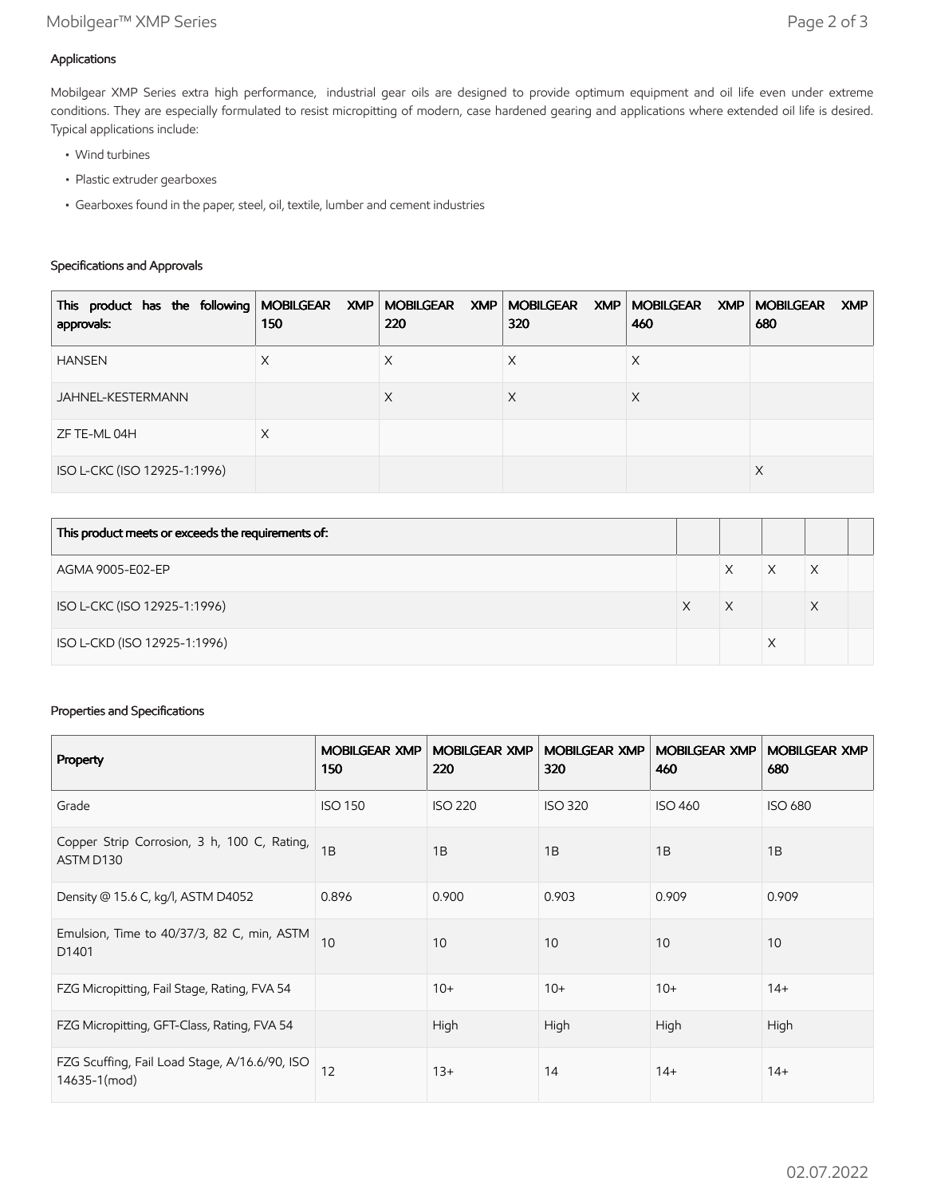### Applications

Mobilgear XMP Series extra high performance, industrial gear oils are designed to provide optimum equipment and oil life even under extreme conditions. They are especially formulated to resist micropitting of modern, case hardened gearing and applications where extended oil life is desired. Typical applications include:

- Wind turbines
- Plastic extruder gearboxes
- Gearboxes found in the paper, steel, oil, textile, lumber and cement industries

### Specifications and Approvals

| This product has the following approvals: | MOBILGEAR XMP 150 | MOBILGEAR XMP 220 | MOBILGEAR XMP 320 | MOBILGEAR XMP 460 | MOBILGEAR XMP 680 |
|---|---|---|---|---|---|
| HANSEN | X | X | X | X | |
| JAHNEL-KESTERMANN | | X | X | X | |
| ZF TE-ML 04H | X | | | | |
| ISO L-CKC (ISO 12925-1:1996) | | | | | X |

| This product meets or exceeds the requirements of: | | | | | |
|---|---|---|---|---|---|
| AGMA 9005-E02-EP | | X | X | X | |
| ISO L-CKC (ISO 12925-1:1996) | X | X | | X | |
| ISO L-CKD (ISO 12925-1:1996) | | | X | | |

### Properties and Specifications

| Property | MOBILGEAR XMP 150 | MOBILGEAR XMP 220 | MOBILGEAR XMP 320 | MOBILGEAR XMP 460 | MOBILGEAR XMP 680 |
|---|---|---|---|---|---|
| Grade | ISO 150 | ISO 220 | ISO 320 | ISO 460 | ISO 680 |
| Copper Strip Corrosion, 3 h, 100 C, Rating, ASTM D130 | 1B | 1B | 1B | 1B | 1B |
| Density @ 15.6 C, kg/l, ASTM D4052 | 0.896 | 0.900 | 0.903 | 0.909 | 0.909 |
| Emulsion, Time to 40/37/3, 82 C, min, ASTM D1401 | 10 | 10 | 10 | 10 | 10 |
| FZG Micropitting, Fail Stage, Rating, FVA 54 | | 10+ | 10+ | 10+ | 14+ |
| FZG Micropitting, GFT-Class, Rating, FVA 54 | | High | High | High | High |
| FZG Scuffing, Fail Load Stage, A/16.6/90, ISO 14635-1(mod) | 12 | 13+ | 14 | 14+ | 14+ |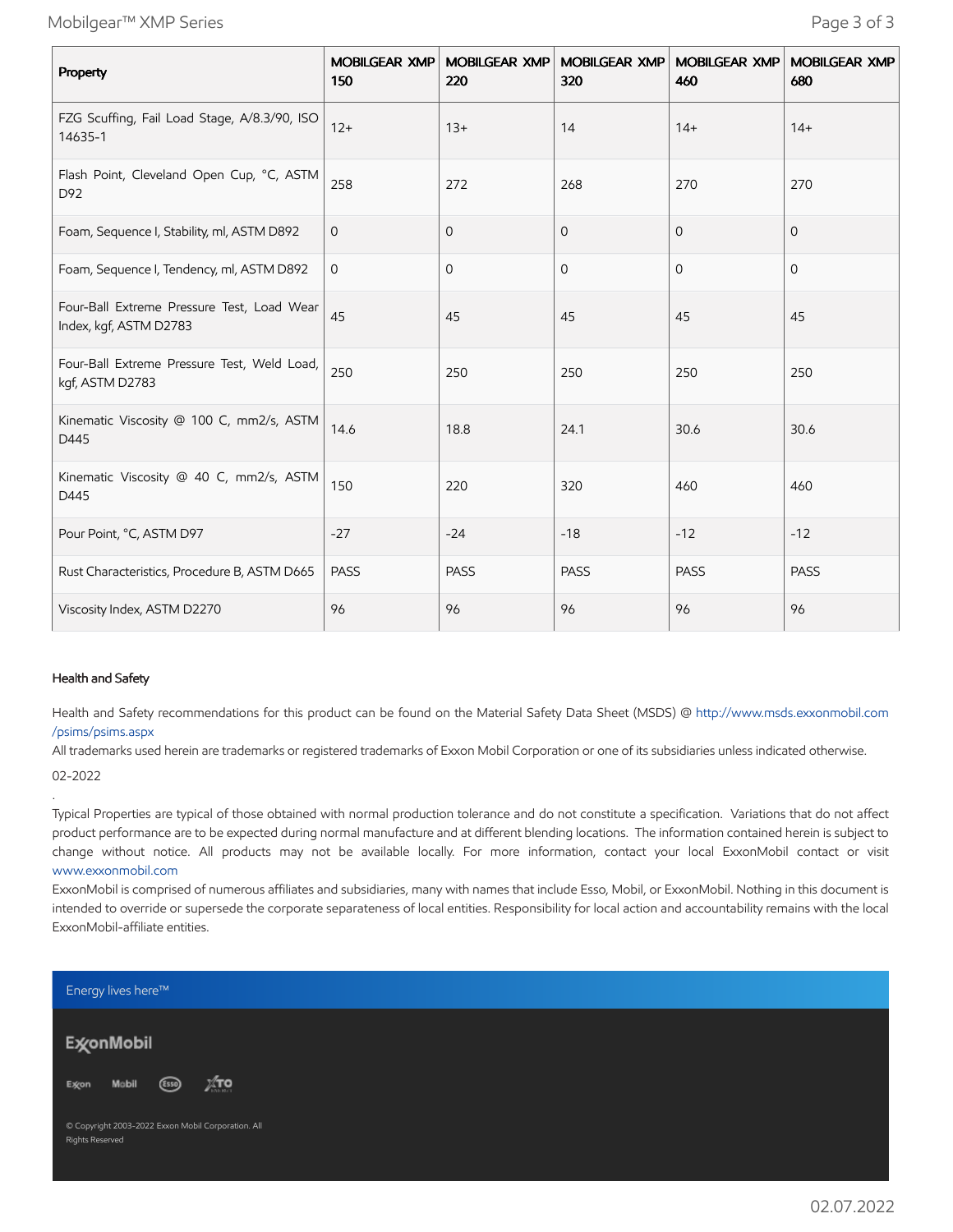| Property | MOBILGEAR XMP 150 | MOBILGEAR XMP 220 | MOBILGEAR XMP 320 | MOBILGEAR XMP 460 | MOBILGEAR XMP 680 |
|---|---|---|---|---|---|
| FZG Scuffing, Fail Load Stage, A/8.3/90, ISO 14635-1 | 12+ | 13+ | 14 | 14+ | 14+ |
| Flash Point, Cleveland Open Cup, °C, ASTM D92 | 258 | 272 | 268 | 270 | 270 |
| Foam, Sequence I, Stability, ml, ASTM D892 | 0 | 0 | 0 | 0 | 0 |
| Foam, Sequence I, Tendency, ml, ASTM D892 | 0 | 0 | 0 | 0 | 0 |
| Four-Ball Extreme Pressure Test, Load Wear Index, kgf, ASTM D2783 | 45 | 45 | 45 | 45 | 45 |
| Four-Ball Extreme Pressure Test, Weld Load, kgf, ASTM D2783 | 250 | 250 | 250 | 250 | 250 |
| Kinematic Viscosity @ 100 C, mm2/s, ASTM D445 | 14.6 | 18.8 | 24.1 | 30.6 | 30.6 |
| Kinematic Viscosity @ 40 C, mm2/s, ASTM D445 | 150 | 220 | 320 | 460 | 460 |
| Pour Point, °C, ASTM D97 | -27 | -24 | -18 | -12 | -12 |
| Rust Characteristics, Procedure B, ASTM D665 | PASS | PASS | PASS | PASS | PASS |
| Viscosity Index, ASTM D2270 | 96 | 96 | 96 | 96 | 96 |

#### Health and Safety

Health and Safety recommendations for this product can be found on the Material Safety Data Sheet (MSDS) @ http://www.msds.exxonmobil.com/psims/psims.aspx

All trademarks used herein are trademarks or registered trademarks of Exxon Mobil Corporation or one of its subsidiaries unless indicated otherwise.

02-2022

.

Typical Properties are typical of those obtained with normal production tolerance and do not constitute a specification. Variations that do not affect product performance are to be expected during normal manufacture and at different blending locations. The information contained herein is subject to change without notice. All products may not be available locally. For more information, contact your local ExxonMobil contact or visit www.exxonmobil.com

ExxonMobil is comprised of numerous affiliates and subsidiaries, many with names that include Esso, Mobil, or ExxonMobil. Nothing in this document is intended to override or supersede the corporate separateness of local entities. Responsibility for local action and accountability remains with the local ExxonMobil-affiliate entities.

Energy lives here™

ExxonMobil

Exxon Mobil Esso XTO

© Copyright 2003-2022 Exxon Mobil Corporation. All Rights Reserved

02.07.2022